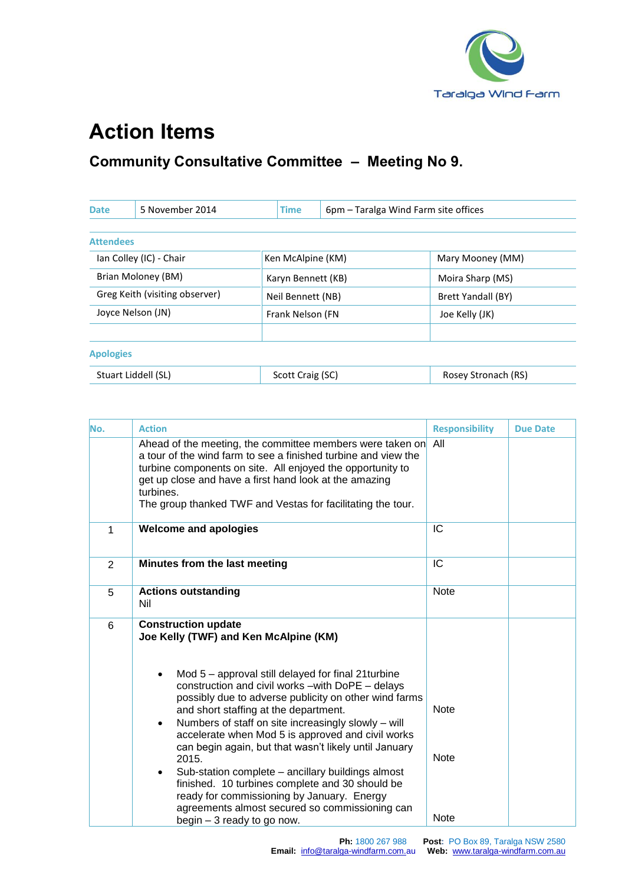# Action Items

## Community Consultative Committee – Meeting No 9.

| Date | 5 November 2014 | Time | 6pm – Taralga Wind Farm site offices |
|---|---|---|---|

**Attendees**

| | | |
|---|---|---|
| Ian Colley (IC) - Chair | Ken McAlpine (KM) | Mary Mooney (MM) |
| Brian Moloney (BM) | Karyn Bennett (KB) | Moira Sharp (MS) |
| Greg Keith (visiting observer) | Neil Bennett (NB) | Brett Yandall (BY) |
| Joyce Nelson (JN) | Frank Nelson (FN | Joe Kelly (JK) |

**Apologies**

| | | |
|---|---|---|
| Stuart Liddell (SL) | Scott Craig (SC) | Rosey Stronach (RS) |

| No. | Action | Responsibility | Due Date |
|---|---|---|---|
| | Ahead of the meeting, the committee members were taken on a tour of the wind farm to see a finished turbine and view the turbine components on site. All enjoyed the opportunity to get up close and have a first hand look at the amazing turbines.<br>The group thanked TWF and Vestas for facilitating the tour. | All | |
| 1 | **Welcome and apologies** | IC | |
| 2 | **Minutes from the last meeting** | IC | |
| 5 | **Actions outstanding**<br>Nil | Note | |
| 6 | **Construction update**<br>**Joe Kelly (TWF) and Ken McAlpine (KM)**<br><br>• Mod 5 – approval still delayed for final 21turbine construction and civil works –with DoPE – delays possibly due to adverse publicity on other wind farms and short staffing at the department.<br>• Numbers of staff on site increasingly slowly – will accelerate when Mod 5 is approved and civil works can begin again, but that wasn't likely until January 2015.<br>• Sub-station complete – ancillary buildings almost finished. 10 turbines complete and 30 should be ready for commissioning by January. Energy agreements almost secured so commissioning can begin – 3 ready to go now. | Note<br><br>Note<br><br>Note | |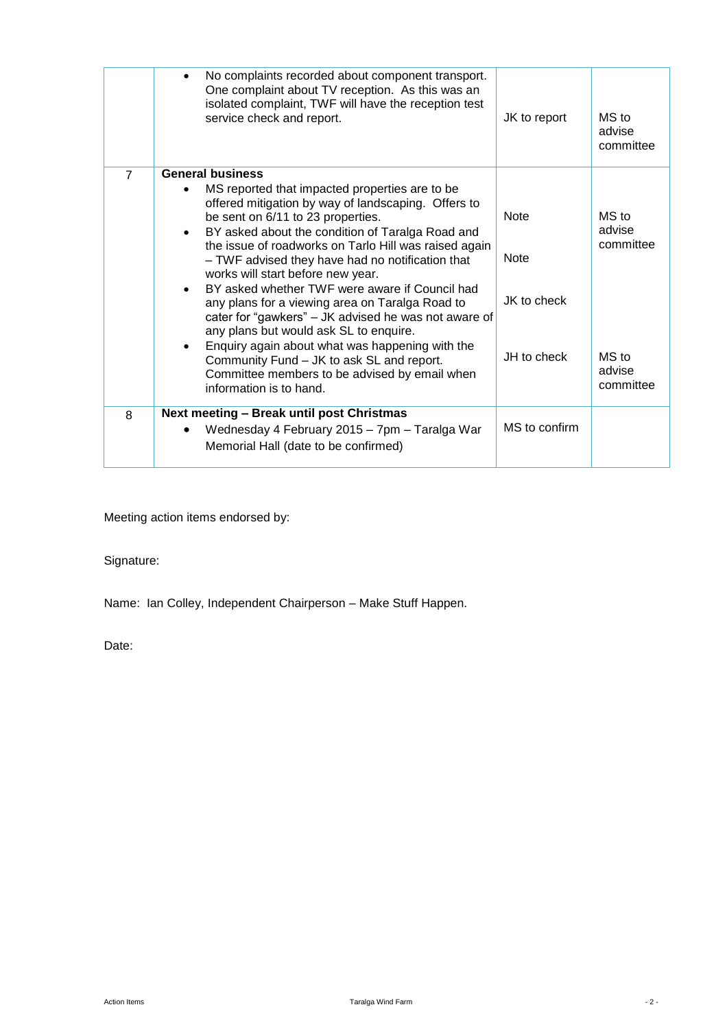| | | | |
|---|---|---|---|
| | • No complaints recorded about component transport. One complaint about TV reception. As this was an isolated complaint, TWF will have the reception test service check and report. | JK to report | MS to advise committee |
| 7 | **General business**<br>• MS reported that impacted properties are to be offered mitigation by way of landscaping. Offers to be sent on 6/11 to 23 properties.<br>• BY asked about the condition of Taralga Road and the issue of roadworks on Tarlo Hill was raised again – TWF advised they have had no notification that works will start before new year.<br>• BY asked whether TWF were aware if Council had any plans for a viewing area on Taralga Road to cater for "gawkers" – JK advised he was not aware of any plans but would ask SL to enquire.<br>• Enquiry again about what was happening with the Community Fund – JK to ask SL and report. Committee members to be advised by email when information is to hand. | Note<br><br>Note<br><br>JK to check<br><br>JH to check | MS to advise committee<br><br><br><br>MS to advise committee |
| 8 | **Next meeting – Break until post Christmas**<br>• Wednesday 4 February 2015 – 7pm – Taralga War Memorial Hall (date to be confirmed) | MS to confirm | |

Meeting action items endorsed by:

Signature:

Name: Ian Colley, Independent Chairperson – Make Stuff Happen.

Date: